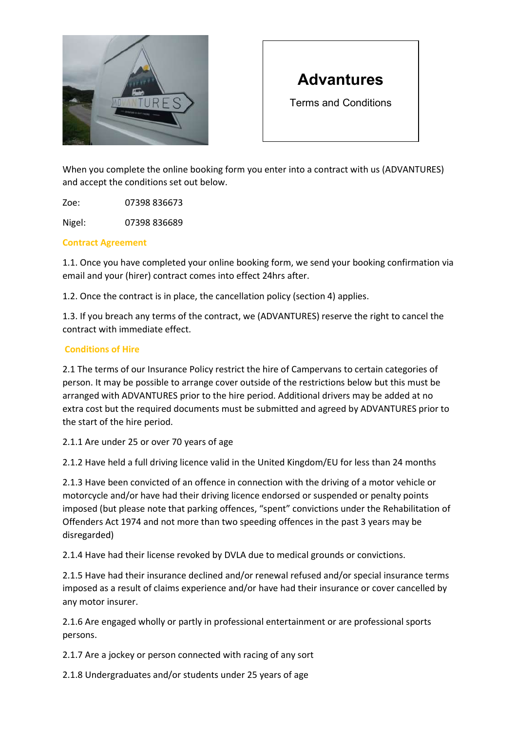# Advantures

Terms and Conditions

When you complete the online booking form you enter into a contract with us (ADVANTURES) and accept the conditions set out below.

Zoe: 07398 836673

Nigel: 07398 836689

## Contract Agreement

1.1. Once you have completed your online booking form, we send your booking confirmation via email and your (hirer) contract comes into effect 24hrs after.

1.2. Once the contract is in place, the cancellation policy (section 4) applies.

1.3. If you breach any terms of the contract, we (ADVANTURES) reserve the right to cancel the contract with immediate effect.

## Conditions of Hire

2.1 The terms of our Insurance Policy restrict the hire of Campervans to certain categories of person. It may be possible to arrange cover outside of the restrictions below but this must be arranged with ADVANTURES prior to the hire period. Additional drivers may be added at no extra cost but the required documents must be submitted and agreed by ADVANTURES prior to the start of the hire period.

2.1.1 Are under 25 or over 70 years of age

2.1.2 Have held a full driving licence valid in the United Kingdom/EU for less than 24 months

2.1.3 Have been convicted of an offence in connection with the driving of a motor vehicle or motorcycle and/or have had their driving licence endorsed or suspended or penalty points imposed (but please note that parking offences, "spent" convictions under the Rehabilitation of Offenders Act 1974 and not more than two speeding offences in the past 3 years may be disregarded)

2.1.4 Have had their license revoked by DVLA due to medical grounds or convictions.

2.1.5 Have had their insurance declined and/or renewal refused and/or special insurance terms imposed as a result of claims experience and/or have had their insurance or cover cancelled by any motor insurer.

2.1.6 Are engaged wholly or partly in professional entertainment or are professional sports persons.

2.1.7 Are a jockey or person connected with racing of any sort

2.1.8 Undergraduates and/or students under 25 years of age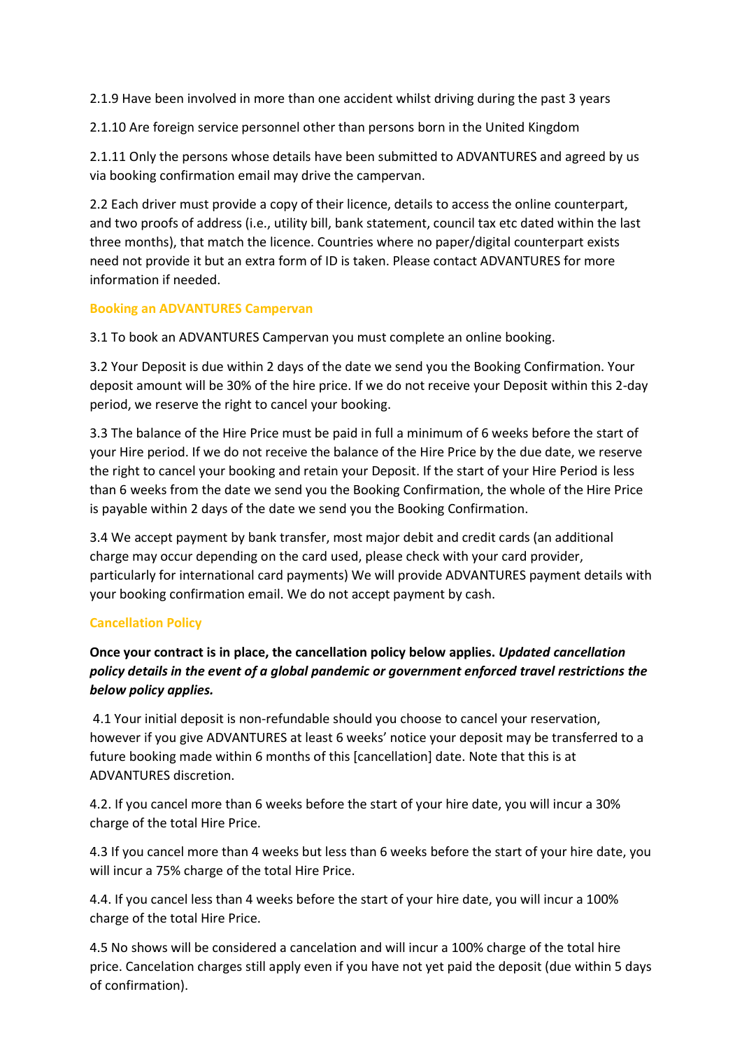2.1.9 Have been involved in more than one accident whilst driving during the past 3 years

2.1.10 Are foreign service personnel other than persons born in the United Kingdom

2.1.11 Only the persons whose details have been submitted to ADVANTURES and agreed by us via booking confirmation email may drive the campervan.

2.2 Each driver must provide a copy of their licence, details to access the online counterpart, and two proofs of address (i.e., utility bill, bank statement, council tax etc dated within the last three months), that match the licence. Countries where no paper/digital counterpart exists need not provide it but an extra form of ID is taken. Please contact ADVANTURES for more information if needed.

## Booking an ADVANTURES Campervan

3.1 To book an ADVANTURES Campervan you must complete an online booking.

3.2 Your Deposit is due within 2 days of the date we send you the Booking Confirmation. Your deposit amount will be 30% of the hire price. If we do not receive your Deposit within this 2-day period, we reserve the right to cancel your booking.

3.3 The balance of the Hire Price must be paid in full a minimum of 6 weeks before the start of your Hire period. If we do not receive the balance of the Hire Price by the due date, we reserve the right to cancel your booking and retain your Deposit. If the start of your Hire Period is less than 6 weeks from the date we send you the Booking Confirmation, the whole of the Hire Price is payable within 2 days of the date we send you the Booking Confirmation.

3.4 We accept payment by bank transfer, most major debit and credit cards (an additional charge may occur depending on the card used, please check with your card provider, particularly for international card payments) We will provide ADVANTURES payment details with your booking confirmation email. We do not accept payment by cash.

## Cancellation Policy

**Once your contract is in place, the cancellation policy below applies.** ***Updated cancellation policy details in the event of a global pandemic or government enforced travel restrictions the below policy applies.***

4.1 Your initial deposit is non-refundable should you choose to cancel your reservation, however if you give ADVANTURES at least 6 weeks' notice your deposit may be transferred to a future booking made within 6 months of this [cancellation] date. Note that this is at ADVANTURES discretion.

4.2. If you cancel more than 6 weeks before the start of your hire date, you will incur a 30% charge of the total Hire Price.

4.3 If you cancel more than 4 weeks but less than 6 weeks before the start of your hire date, you will incur a 75% charge of the total Hire Price.

4.4. If you cancel less than 4 weeks before the start of your hire date, you will incur a 100% charge of the total Hire Price.

4.5 No shows will be considered a cancelation and will incur a 100% charge of the total hire price. Cancelation charges still apply even if you have not yet paid the deposit (due within 5 days of confirmation).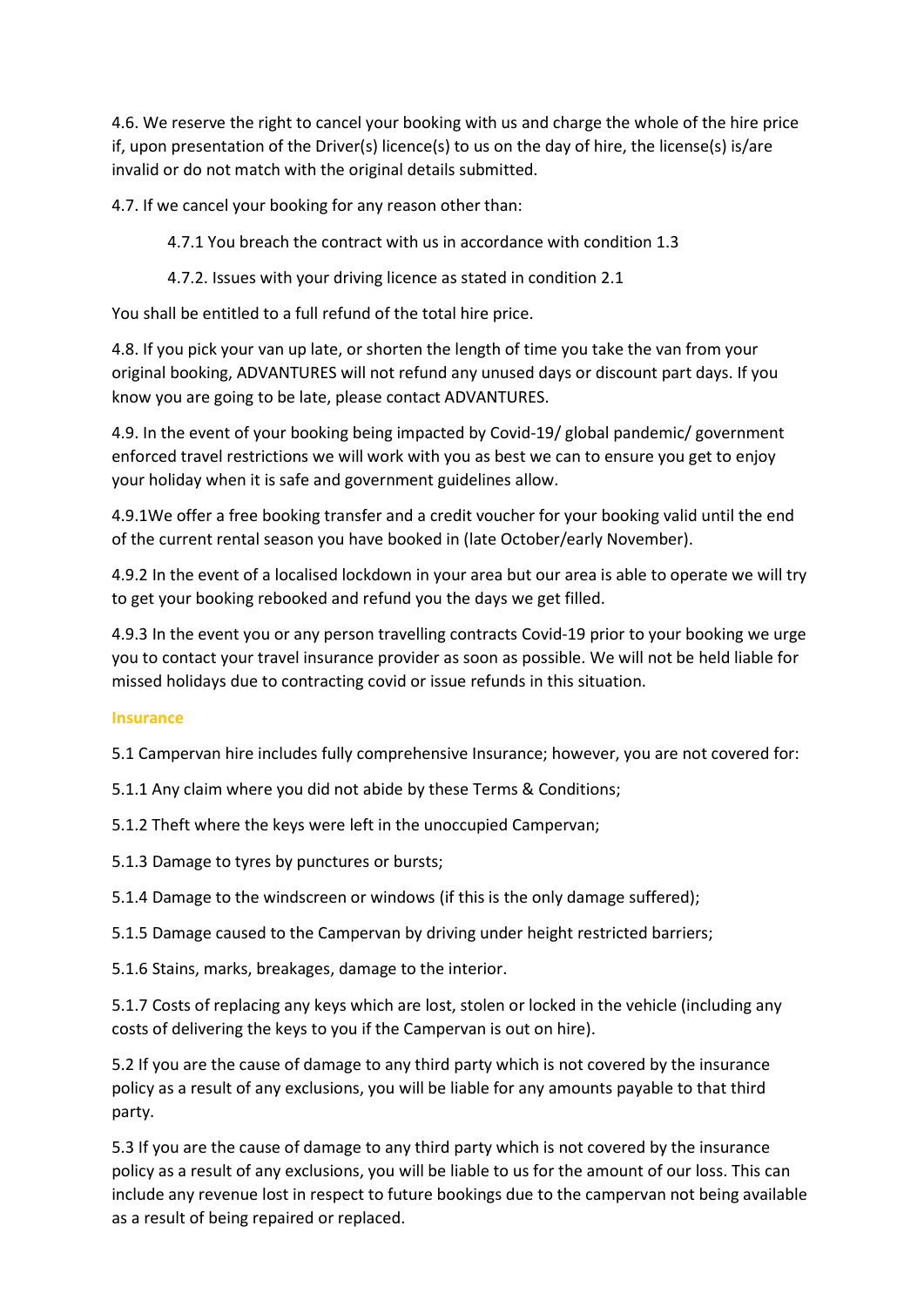4.6. We reserve the right to cancel your booking with us and charge the whole of the hire price if, upon presentation of the Driver(s) licence(s) to us on the day of hire, the license(s) is/are invalid or do not match with the original details submitted.

4.7. If we cancel your booking for any reason other than:

4.7.1 You breach the contract with us in accordance with condition 1.3

4.7.2. Issues with your driving licence as stated in condition 2.1

You shall be entitled to a full refund of the total hire price.

4.8. If you pick your van up late, or shorten the length of time you take the van from your original booking, ADVANTURES will not refund any unused days or discount part days. If you know you are going to be late, please contact ADVANTURES.

4.9. In the event of your booking being impacted by Covid-19/ global pandemic/ government enforced travel restrictions we will work with you as best we can to ensure you get to enjoy your holiday when it is safe and government guidelines allow.

4.9.1We offer a free booking transfer and a credit voucher for your booking valid until the end of the current rental season you have booked in (late October/early November).

4.9.2 In the event of a localised lockdown in your area but our area is able to operate we will try to get your booking rebooked and refund you the days we get filled.

4.9.3 In the event you or any person travelling contracts Covid-19 prior to your booking we urge you to contact your travel insurance provider as soon as possible. We will not be held liable for missed holidays due to contracting covid or issue refunds in this situation.

## Insurance

5.1 Campervan hire includes fully comprehensive Insurance; however, you are not covered for:

5.1.1 Any claim where you did not abide by these Terms & Conditions;

5.1.2 Theft where the keys were left in the unoccupied Campervan;

5.1.3 Damage to tyres by punctures or bursts;

5.1.4 Damage to the windscreen or windows (if this is the only damage suffered);

5.1.5 Damage caused to the Campervan by driving under height restricted barriers;

5.1.6 Stains, marks, breakages, damage to the interior.

5.1.7 Costs of replacing any keys which are lost, stolen or locked in the vehicle (including any costs of delivering the keys to you if the Campervan is out on hire).

5.2 If you are the cause of damage to any third party which is not covered by the insurance policy as a result of any exclusions, you will be liable for any amounts payable to that third party.

5.3 If you are the cause of damage to any third party which is not covered by the insurance policy as a result of any exclusions, you will be liable to us for the amount of our loss. This can include any revenue lost in respect to future bookings due to the campervan not being available as a result of being repaired or replaced.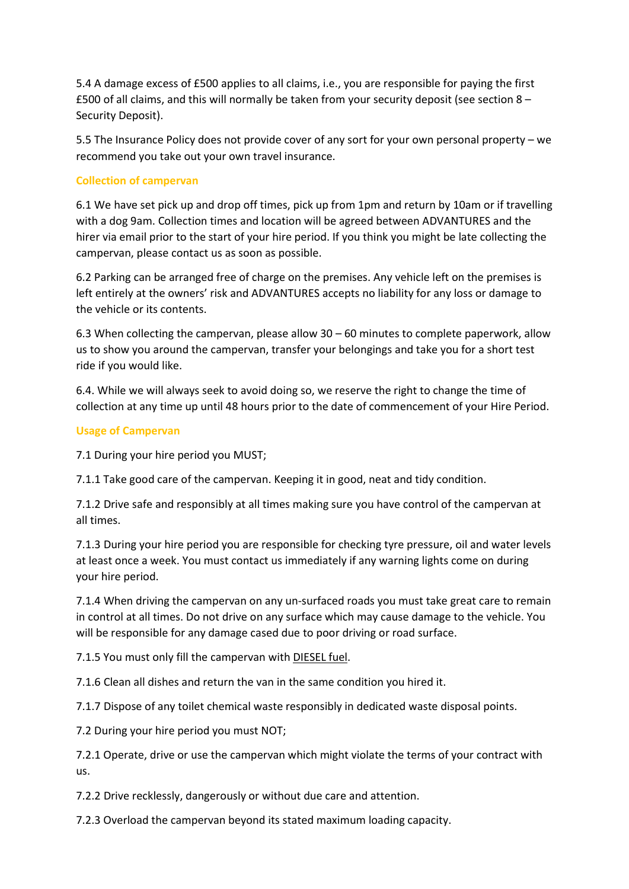5.4 A damage excess of £500 applies to all claims, i.e., you are responsible for paying the first £500 of all claims, and this will normally be taken from your security deposit (see section 8 – Security Deposit).

5.5 The Insurance Policy does not provide cover of any sort for your own personal property – we recommend you take out your own travel insurance.

### Collection of campervan

6.1 We have set pick up and drop off times, pick up from 1pm and return by 10am or if travelling with a dog 9am. Collection times and location will be agreed between ADVANTURES and the hirer via email prior to the start of your hire period. If you think you might be late collecting the campervan, please contact us as soon as possible.

6.2 Parking can be arranged free of charge on the premises. Any vehicle left on the premises is left entirely at the owners' risk and ADVANTURES accepts no liability for any loss or damage to the vehicle or its contents.

6.3 When collecting the campervan, please allow 30 – 60 minutes to complete paperwork, allow us to show you around the campervan, transfer your belongings and take you for a short test ride if you would like.

6.4. While we will always seek to avoid doing so, we reserve the right to change the time of collection at any time up until 48 hours prior to the date of commencement of your Hire Period.

### Usage of Campervan

7.1 During your hire period you MUST;

7.1.1 Take good care of the campervan. Keeping it in good, neat and tidy condition.

7.1.2 Drive safe and responsibly at all times making sure you have control of the campervan at all times.

7.1.3 During your hire period you are responsible for checking tyre pressure, oil and water levels at least once a week. You must contact us immediately if any warning lights come on during your hire period.

7.1.4 When driving the campervan on any un-surfaced roads you must take great care to remain in control at all times. Do not drive on any surface which may cause damage to the vehicle. You will be responsible for any damage cased due to poor driving or road surface.

7.1.5 You must only fill the campervan with <u>DIESEL fuel</u>.

7.1.6 Clean all dishes and return the van in the same condition you hired it.

7.1.7 Dispose of any toilet chemical waste responsibly in dedicated waste disposal points.

7.2 During your hire period you must NOT;

7.2.1 Operate, drive or use the campervan which might violate the terms of your contract with us.

7.2.2 Drive recklessly, dangerously or without due care and attention.

7.2.3 Overload the campervan beyond its stated maximum loading capacity.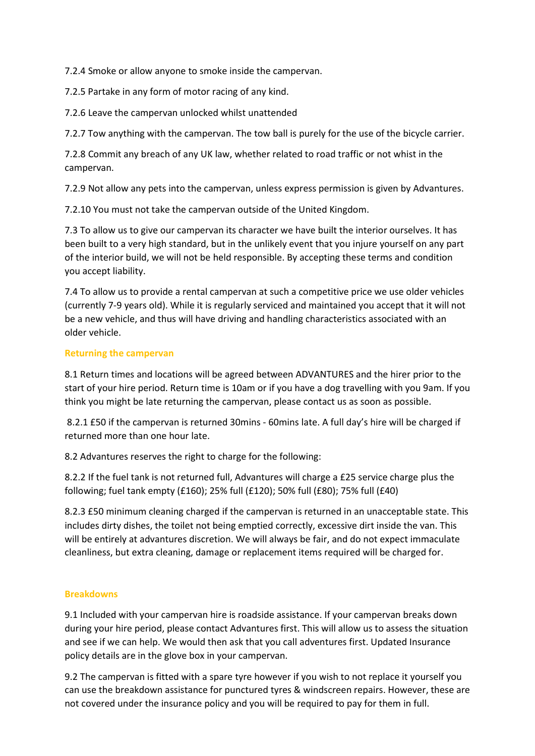7.2.4 Smoke or allow anyone to smoke inside the campervan.

7.2.5 Partake in any form of motor racing of any kind.

7.2.6 Leave the campervan unlocked whilst unattended

7.2.7 Tow anything with the campervan. The tow ball is purely for the use of the bicycle carrier.

7.2.8 Commit any breach of any UK law, whether related to road traffic or not whist in the campervan.

7.2.9 Not allow any pets into the campervan, unless express permission is given by Advantures.

7.2.10 You must not take the campervan outside of the United Kingdom.

7.3 To allow us to give our campervan its character we have built the interior ourselves. It has been built to a very high standard, but in the unlikely event that you injure yourself on any part of the interior build, we will not be held responsible. By accepting these terms and condition you accept liability.

7.4 To allow us to provide a rental campervan at such a competitive price we use older vehicles (currently 7-9 years old). While it is regularly serviced and maintained you accept that it will not be a new vehicle, and thus will have driving and handling characteristics associated with an older vehicle.

### Returning the campervan

8.1 Return times and locations will be agreed between ADVANTURES and the hirer prior to the start of your hire period. Return time is 10am or if you have a dog travelling with you 9am. If you think you might be late returning the campervan, please contact us as soon as possible.

8.2.1 £50 if the campervan is returned 30mins - 60mins late. A full day's hire will be charged if returned more than one hour late.

8.2 Advantures reserves the right to charge for the following:

8.2.2 If the fuel tank is not returned full, Advantures will charge a £25 service charge plus the following; fuel tank empty (£160); 25% full (£120); 50% full (£80); 75% full (£40)

8.2.3 £50 minimum cleaning charged if the campervan is returned in an unacceptable state. This includes dirty dishes, the toilet not being emptied correctly, excessive dirt inside the van. This will be entirely at advantures discretion. We will always be fair, and do not expect immaculate cleanliness, but extra cleaning, damage or replacement items required will be charged for.

### Breakdowns

9.1 Included with your campervan hire is roadside assistance. If your campervan breaks down during your hire period, please contact Advantures first. This will allow us to assess the situation and see if we can help. We would then ask that you call adventures first. Updated Insurance policy details are in the glove box in your campervan.

9.2 The campervan is fitted with a spare tyre however if you wish to not replace it yourself you can use the breakdown assistance for punctured tyres & windscreen repairs. However, these are not covered under the insurance policy and you will be required to pay for them in full.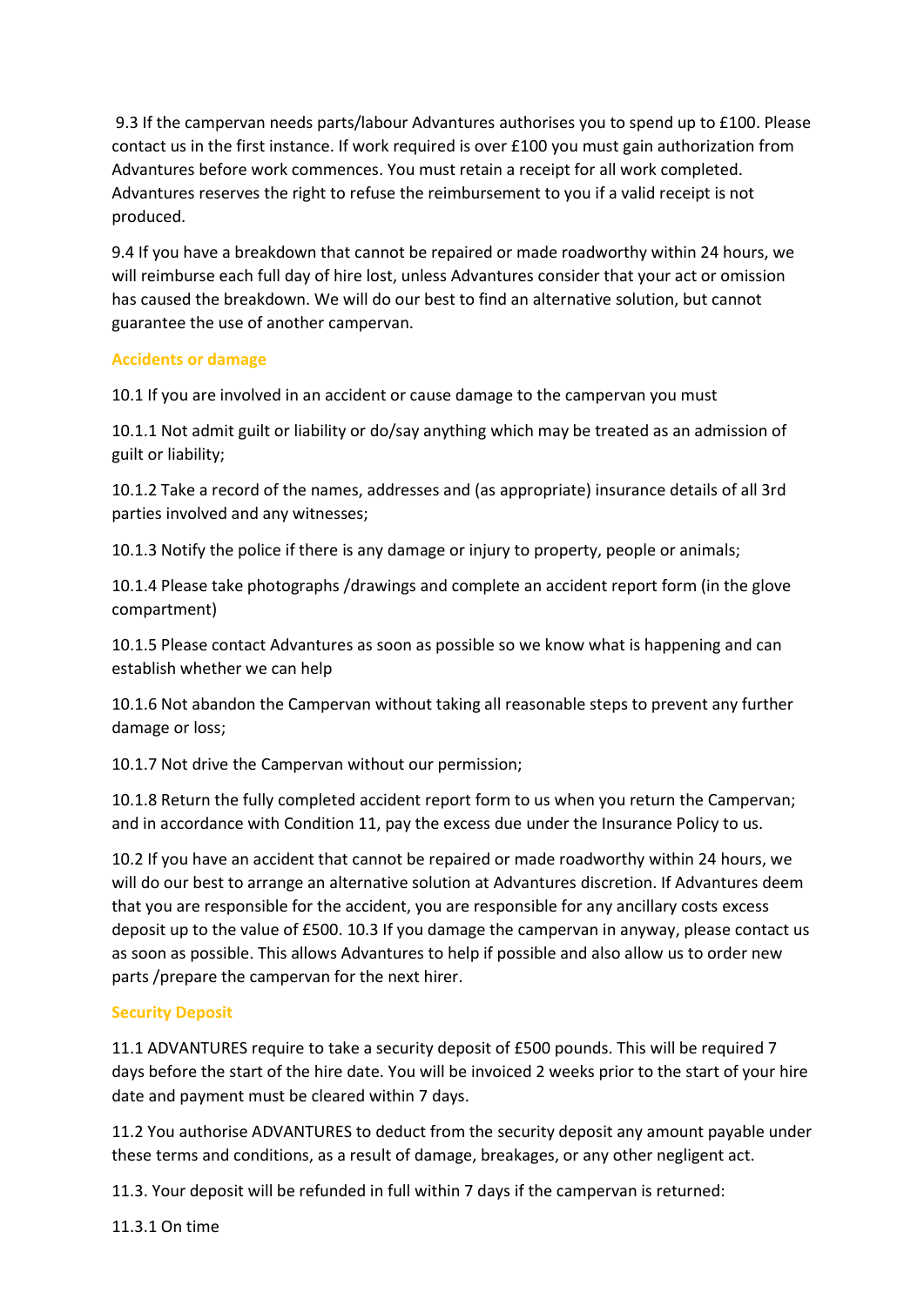9.3 If the campervan needs parts/labour Advantures authorises you to spend up to £100. Please contact us in the first instance. If work required is over £100 you must gain authorization from Advantures before work commences. You must retain a receipt for all work completed. Advantures reserves the right to refuse the reimbursement to you if a valid receipt is not produced.

9.4 If you have a breakdown that cannot be repaired or made roadworthy within 24 hours, we will reimburse each full day of hire lost, unless Advantures consider that your act or omission has caused the breakdown. We will do our best to find an alternative solution, but cannot guarantee the use of another campervan.

## Accidents or damage

10.1 If you are involved in an accident or cause damage to the campervan you must

10.1.1 Not admit guilt or liability or do/say anything which may be treated as an admission of guilt or liability;

10.1.2 Take a record of the names, addresses and (as appropriate) insurance details of all 3rd parties involved and any witnesses;

10.1.3 Notify the police if there is any damage or injury to property, people or animals;

10.1.4 Please take photographs /drawings and complete an accident report form (in the glove compartment)

10.1.5 Please contact Advantures as soon as possible so we know what is happening and can establish whether we can help

10.1.6 Not abandon the Campervan without taking all reasonable steps to prevent any further damage or loss;

10.1.7 Not drive the Campervan without our permission;

10.1.8 Return the fully completed accident report form to us when you return the Campervan; and in accordance with Condition 11, pay the excess due under the Insurance Policy to us.

10.2 If you have an accident that cannot be repaired or made roadworthy within 24 hours, we will do our best to arrange an alternative solution at Advantures discretion. If Advantures deem that you are responsible for the accident, you are responsible for any ancillary costs excess deposit up to the value of £500. 10.3 If you damage the campervan in anyway, please contact us as soon as possible. This allows Advantures to help if possible and also allow us to order new parts /prepare the campervan for the next hirer.

## Security Deposit

11.1 ADVANTURES require to take a security deposit of £500 pounds. This will be required 7 days before the start of the hire date. You will be invoiced 2 weeks prior to the start of your hire date and payment must be cleared within 7 days.

11.2 You authorise ADVANTURES to deduct from the security deposit any amount payable under these terms and conditions, as a result of damage, breakages, or any other negligent act.

11.3. Your deposit will be refunded in full within 7 days if the campervan is returned:

11.3.1 On time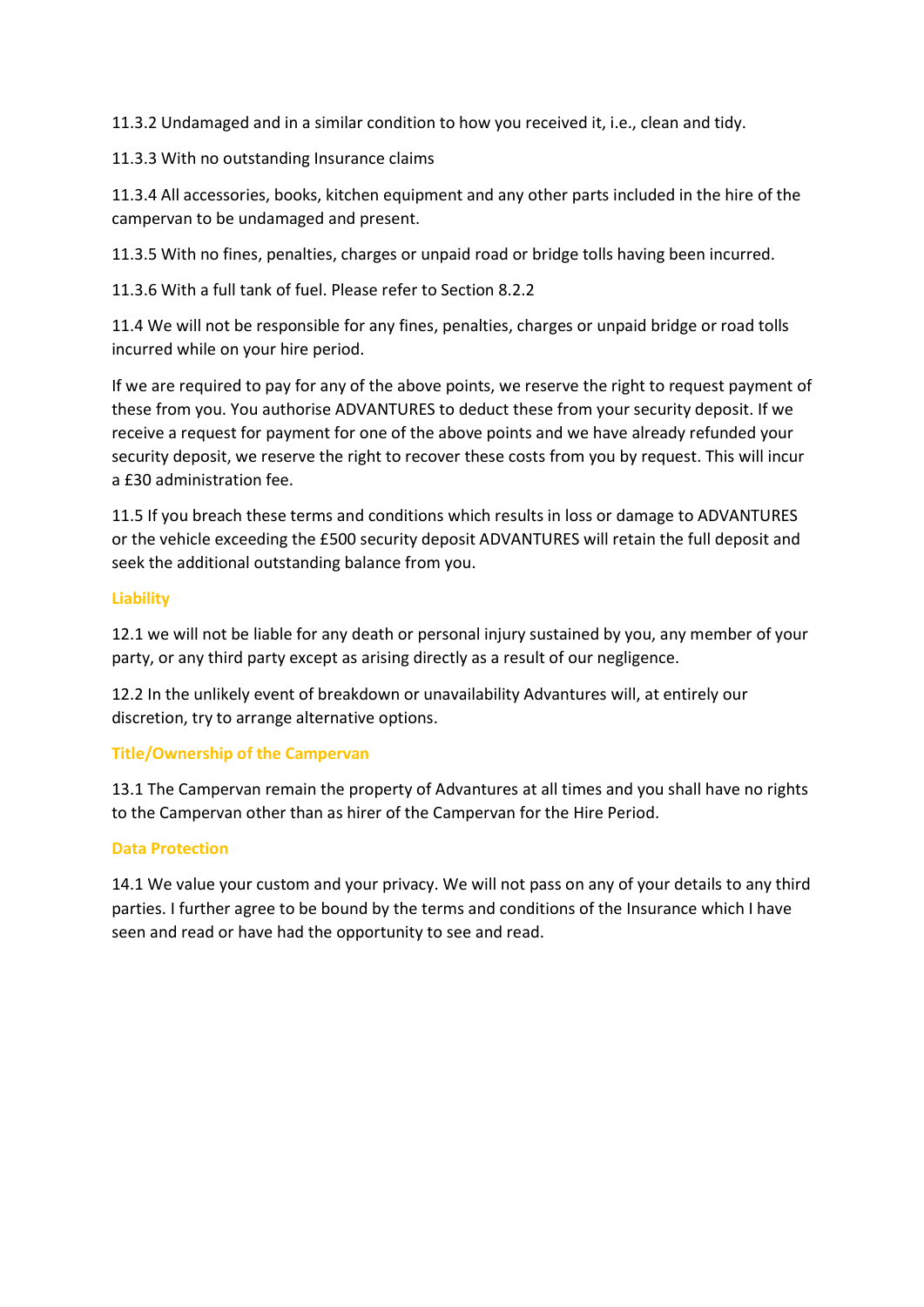11.3.2 Undamaged and in a similar condition to how you received it, i.e., clean and tidy.

11.3.3 With no outstanding Insurance claims

11.3.4 All accessories, books, kitchen equipment and any other parts included in the hire of the campervan to be undamaged and present.

11.3.5 With no fines, penalties, charges or unpaid road or bridge tolls having been incurred.

11.3.6 With a full tank of fuel. Please refer to Section 8.2.2

11.4 We will not be responsible for any fines, penalties, charges or unpaid bridge or road tolls incurred while on your hire period.

If we are required to pay for any of the above points, we reserve the right to request payment of these from you. You authorise ADVANTURES to deduct these from your security deposit. If we receive a request for payment for one of the above points and we have already refunded your security deposit, we reserve the right to recover these costs from you by request. This will incur a £30 administration fee.

11.5 If you breach these terms and conditions which results in loss or damage to ADVANTURES or the vehicle exceeding the £500 security deposit ADVANTURES will retain the full deposit and seek the additional outstanding balance from you.

## Liability

12.1 we will not be liable for any death or personal injury sustained by you, any member of your party, or any third party except as arising directly as a result of our negligence.

12.2 In the unlikely event of breakdown or unavailability Advantures will, at entirely our discretion, try to arrange alternative options.

## Title/Ownership of the Campervan

13.1 The Campervan remain the property of Advantures at all times and you shall have no rights to the Campervan other than as hirer of the Campervan for the Hire Period.

## Data Protection

14.1 We value your custom and your privacy. We will not pass on any of your details to any third parties. I further agree to be bound by the terms and conditions of the Insurance which I have seen and read or have had the opportunity to see and read.